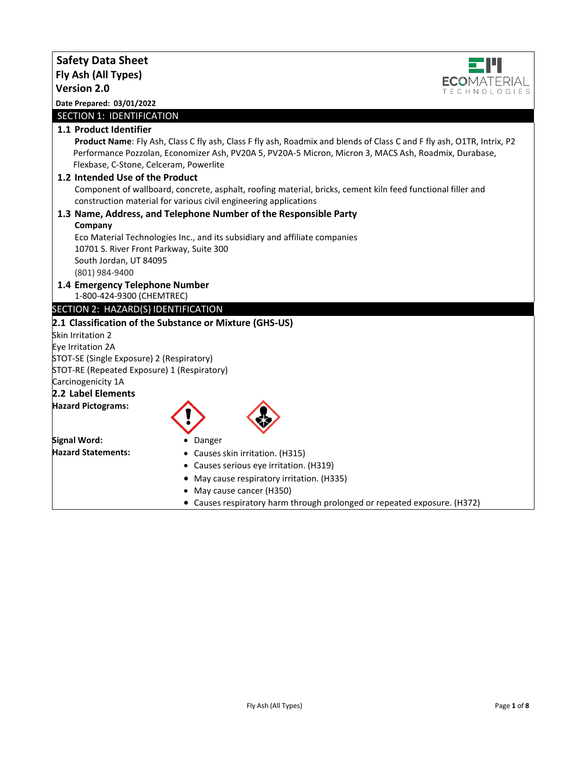# Safety Data Sheet
## Fly Ash (All Types)
## Version 2.0

**Date Prepared: 03/01/2022**

## SECTION 1: IDENTIFICATION

### 1.1 Product Identifier

**Product Name**: Fly Ash, Class C fly ash, Class F fly ash, Roadmix and blends of Class C and F fly ash, O1TR, Intrix, P2 Performance Pozzolan, Economizer Ash, PV20A 5, PV20A-5 Micron, Micron 3, MACS Ash, Roadmix, Durabase, Flexbase, C-Stone, Celceram, Powerlite

### 1.2 Intended Use of the Product

Component of wallboard, concrete, asphalt, roofing material, bricks, cement kiln feed functional filler and construction material for various civil engineering applications

### 1.3 Name, Address, and Telephone Number of the Responsible Party

**Company**

Eco Material Technologies Inc., and its subsidiary and affiliate companies
10701 S. River Front Parkway, Suite 300
South Jordan, UT 84095
(801) 984-9400

### 1.4 Emergency Telephone Number

1-800-424-9300 (CHEMTREC)

## SECTION 2: HAZARD(S) IDENTIFICATION

### 2.1 Classification of the Substance or Mixture (GHS-US)

Skin Irritation 2
Eye Irritation 2A
STOT-SE (Single Exposure) 2 (Respiratory)
STOT-RE (Repeated Exposure) 1 (Respiratory)
Carcinogenicity 1A

### 2.2 Label Elements

**Hazard Pictograms:**

**Signal Word:**
- Danger

**Hazard Statements:**
- Causes skin irritation. (H315)
- Causes serious eye irritation. (H319)
- May cause respiratory irritation. (H335)
- May cause cancer (H350)
- Causes respiratory harm through prolonged or repeated exposure. (H372)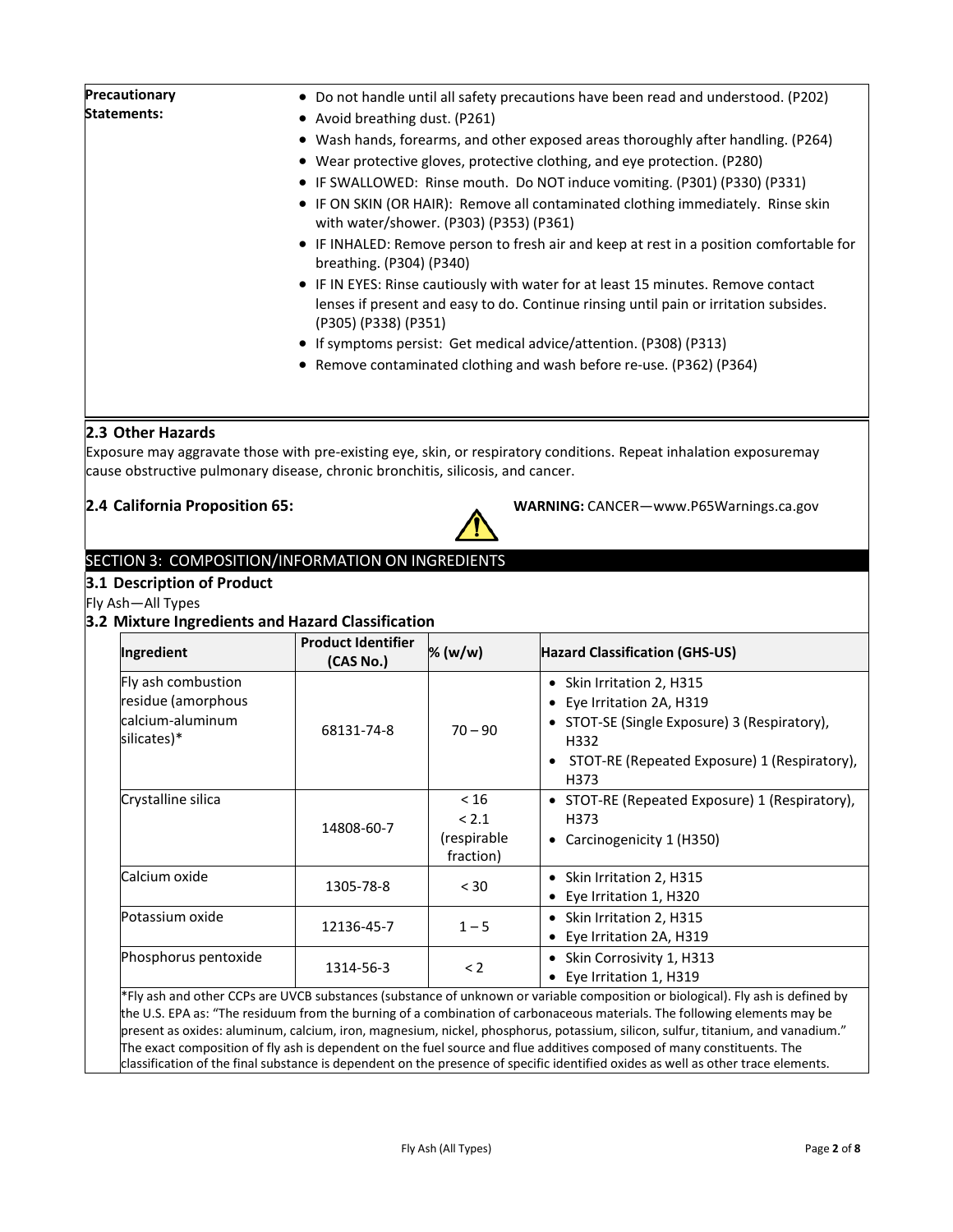**Precautionary Statements:**

- Do not handle until all safety precautions have been read and understood. (P202)
- Avoid breathing dust. (P261)
- Wash hands, forearms, and other exposed areas thoroughly after handling. (P264)
- Wear protective gloves, protective clothing, and eye protection. (P280)
- IF SWALLOWED: Rinse mouth. Do NOT induce vomiting. (P301) (P330) (P331)
- IF ON SKIN (OR HAIR): Remove all contaminated clothing immediately. Rinse skin with water/shower. (P303) (P353) (P361)
- IF INHALED: Remove person to fresh air and keep at rest in a position comfortable for breathing. (P304) (P340)
- IF IN EYES: Rinse cautiously with water for at least 15 minutes. Remove contact lenses if present and easy to do. Continue rinsing until pain or irritation subsides. (P305) (P338) (P351)
- If symptoms persist: Get medical advice/attention. (P308) (P313)
- Remove contaminated clothing and wash before re-use. (P362) (P364)

### 2.3 Other Hazards

Exposure may aggravate those with pre-existing eye, skin, or respiratory conditions. Repeat inhalation exposuremay cause obstructive pulmonary disease, chronic bronchitis, silicosis, and cancer.

### 2.4 California Proposition 65:

**WARNING:** CANCER—www.P65Warnings.ca.gov

## SECTION 3: COMPOSITION/INFORMATION ON INGREDIENTS

### 3.1 Description of Product

Fly Ash—All Types

### 3.2 Mixture Ingredients and Hazard Classification

| Ingredient | Product Identifier (CAS No.) | % (w/w) | Hazard Classification (GHS-US) |
|---|---|---|---|
| Fly ash combustion residue (amorphous calcium-aluminum silicates)* | 68131-74-8 | 70 – 90 | • Skin Irritation 2, H315<br>• Eye Irritation 2A, H319<br>• STOT-SE (Single Exposure) 3 (Respiratory), H332<br>• STOT-RE (Repeated Exposure) 1 (Respiratory), H373 |
| Crystalline silica | 14808-60-7 | < 16<br>< 2.1<br>(respirable fraction) | • STOT-RE (Repeated Exposure) 1 (Respiratory), H373<br>• Carcinogenicity 1 (H350) |
| Calcium oxide | 1305-78-8 | < 30 | • Skin Irritation 2, H315<br>• Eye Irritation 1, H320 |
| Potassium oxide | 12136-45-7 | 1 – 5 | • Skin Irritation 2, H315<br>• Eye Irritation 2A, H319 |
| Phosphorus pentoxide | 1314-56-3 | < 2 | • Skin Corrosivity 1, H313<br>• Eye Irritation 1, H319 |

*Fly ash and other CCPs are UVCB substances (substance of unknown or variable composition or biological). Fly ash is defined by the U.S. EPA as: "The residuum from the burning of a combination of carbonaceous materials. The following elements may be present as oxides: aluminum, calcium, iron, magnesium, nickel, phosphorus, potassium, silicon, sulfur, titanium, and vanadium." The exact composition of fly ash is dependent on the fuel source and flue additives composed of many constituents. The classification of the final substance is dependent on the presence of specific identified oxides as well as other trace elements.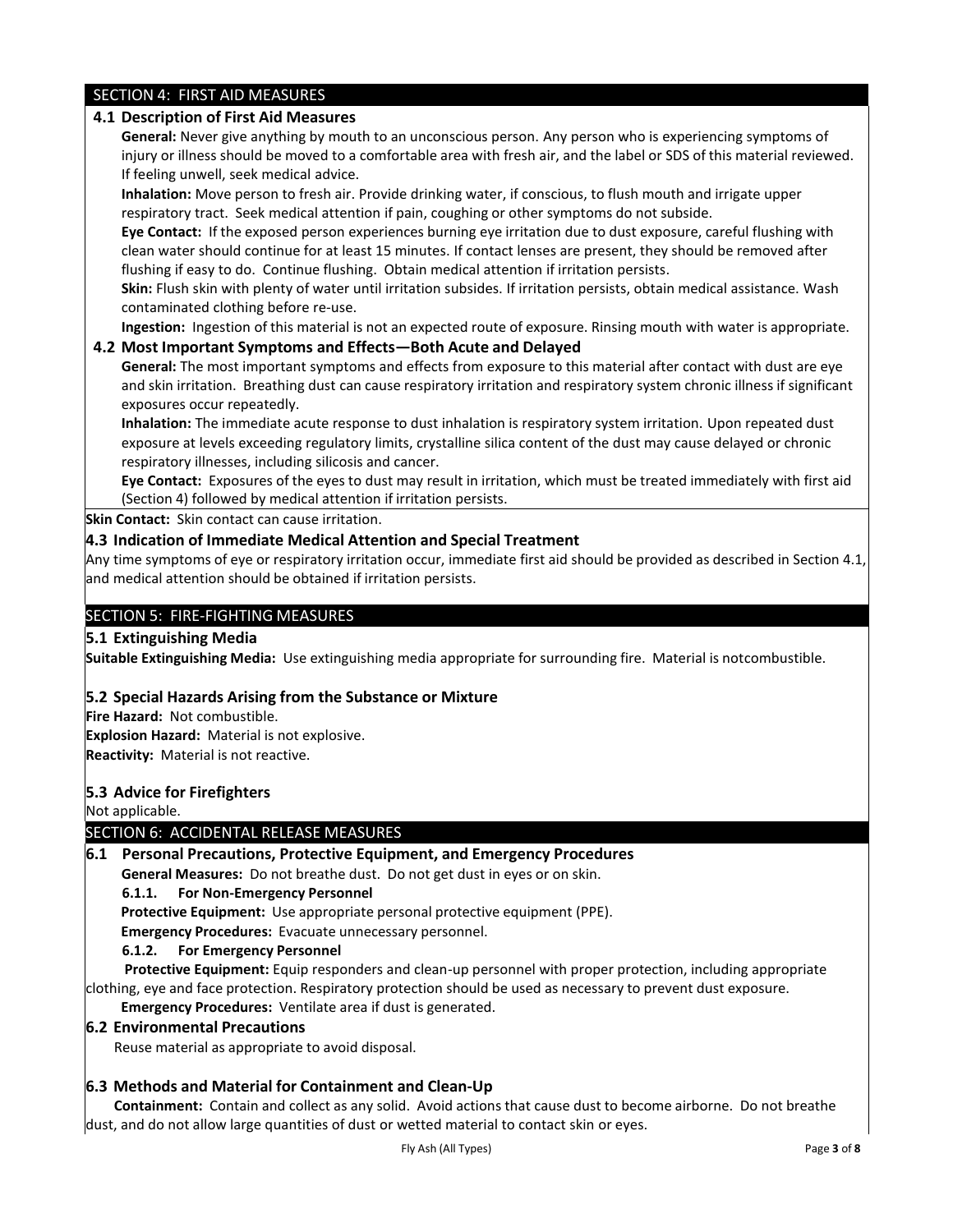## SECTION 4: FIRST AID MEASURES

### 4.1 Description of First Aid Measures

**General:** Never give anything by mouth to an unconscious person. Any person who is experiencing symptoms of injury or illness should be moved to a comfortable area with fresh air, and the label or SDS of this material reviewed. If feeling unwell, seek medical advice.

**Inhalation:** Move person to fresh air. Provide drinking water, if conscious, to flush mouth and irrigate upper respiratory tract. Seek medical attention if pain, coughing or other symptoms do not subside.

**Eye Contact:** If the exposed person experiences burning eye irritation due to dust exposure, careful flushing with clean water should continue for at least 15 minutes. If contact lenses are present, they should be removed after flushing if easy to do. Continue flushing. Obtain medical attention if irritation persists.

**Skin:** Flush skin with plenty of water until irritation subsides. If irritation persists, obtain medical assistance. Wash contaminated clothing before re-use.

**Ingestion:** Ingestion of this material is not an expected route of exposure. Rinsing mouth with water is appropriate.

### 4.2 Most Important Symptoms and Effects—Both Acute and Delayed

**General:** The most important symptoms and effects from exposure to this material after contact with dust are eye and skin irritation. Breathing dust can cause respiratory irritation and respiratory system chronic illness if significant exposures occur repeatedly.

**Inhalation:** The immediate acute response to dust inhalation is respiratory system irritation. Upon repeated dust exposure at levels exceeding regulatory limits, crystalline silica content of the dust may cause delayed or chronic respiratory illnesses, including silicosis and cancer.

**Eye Contact:** Exposures of the eyes to dust may result in irritation, which must be treated immediately with first aid (Section 4) followed by medical attention if irritation persists.

**Skin Contact:** Skin contact can cause irritation.

### 4.3 Indication of Immediate Medical Attention and Special Treatment

Any time symptoms of eye or respiratory irritation occur, immediate first aid should be provided as described in Section 4.1, and medical attention should be obtained if irritation persists.

## SECTION 5: FIRE-FIGHTING MEASURES

### 5.1 Extinguishing Media

**Suitable Extinguishing Media:** Use extinguishing media appropriate for surrounding fire. Material is notcombustible.

### 5.2 Special Hazards Arising from the Substance or Mixture

**Fire Hazard:** Not combustible.

**Explosion Hazard:** Material is not explosive.

**Reactivity:** Material is not reactive.

### 5.3 Advice for Firefighters

Not applicable.

## SECTION 6: ACCIDENTAL RELEASE MEASURES

### 6.1 Personal Precautions, Protective Equipment, and Emergency Procedures

**General Measures:** Do not breathe dust. Do not get dust in eyes or on skin.

#### 6.1.1. For Non-Emergency Personnel

**Protective Equipment:** Use appropriate personal protective equipment (PPE).

**Emergency Procedures:** Evacuate unnecessary personnel.

#### 6.1.2. For Emergency Personnel

**Protective Equipment:** Equip responders and clean-up personnel with proper protection, including appropriate clothing, eye and face protection. Respiratory protection should be used as necessary to prevent dust exposure.

**Emergency Procedures:** Ventilate area if dust is generated.

### 6.2 Environmental Precautions

Reuse material as appropriate to avoid disposal.

### 6.3 Methods and Material for Containment and Clean-Up

**Containment:** Contain and collect as any solid. Avoid actions that cause dust to become airborne. Do not breathe dust, and do not allow large quantities of dust or wetted material to contact skin or eyes.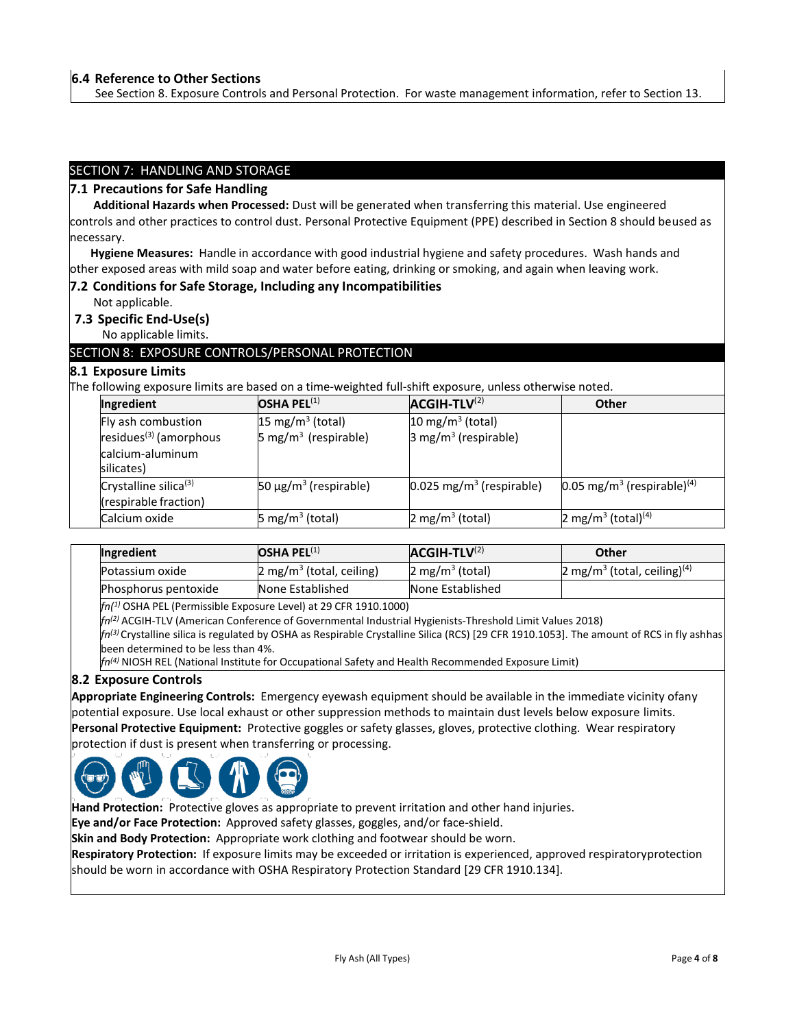### 6.4 Reference to Other Sections

See Section 8. Exposure Controls and Personal Protection. For waste management information, refer to Section 13.

## SECTION 7: HANDLING AND STORAGE

### 7.1 Precautions for Safe Handling

**Additional Hazards when Processed:** Dust will be generated when transferring this material. Use engineered controls and other practices to control dust. Personal Protective Equipment (PPE) described in Section 8 should beused as necessary.

**Hygiene Measures:** Handle in accordance with good industrial hygiene and safety procedures. Wash hands and other exposed areas with mild soap and water before eating, drinking or smoking, and again when leaving work.

### 7.2 Conditions for Safe Storage, Including any Incompatibilities

Not applicable.

### 7.3 Specific End-Use(s)

No applicable limits.

## SECTION 8: EXPOSURE CONTROLS/PERSONAL PROTECTION

### 8.1 Exposure Limits

The following exposure limits are based on a time-weighted full-shift exposure, unless otherwise noted.

| Ingredient | OSHA PEL[1] | ACGIH-TLV[2] | Other |
|---|---|---|---|
| Fly ash combustion residues[3] (amorphous calcium-aluminum silicates) | 15 mg/m$^3$ (total)<br>5 mg/m$^3$ (respirable) | 10 mg/m$^3$ (total)<br>3 mg/m$^3$ (respirable) | |
| Crystalline silica[3] (respirable fraction) | 50 µg/m$^3$ (respirable) | 0.025 mg/m$^3$ (respirable) | 0.05 mg/m$^3$ (respirable)[4] |
| Calcium oxide | 5 mg/m$^3$ (total) | 2 mg/m$^3$ (total) | 2 mg/m$^3$ (total)[4] |
| Potassium oxide | 2 mg/m$^3$ (total, ceiling) | 2 mg/m$^3$ (total) | 2 mg/m$^3$ (total, ceiling)[4] |
| Phosphorus pentoxide | None Established | None Established | |

*fn[1]* OSHA PEL (Permissible Exposure Level) at 29 CFR 1910.1000)

*fn[2]* ACGIH-TLV (American Conference of Governmental Industrial Hygienists-Threshold Limit Values 2018)

*fn[3]* Crystalline silica is regulated by OSHA as Respirable Crystalline Silica (RCS) [29 CFR 1910.1053]. The amount of RCS in fly ashhas been determined to be less than 4%.

*fn[4]* NIOSH REL (National Institute for Occupational Safety and Health Recommended Exposure Limit)

### 8.2 Exposure Controls

**Appropriate Engineering Controls:** Emergency eyewash equipment should be available in the immediate vicinity ofany potential exposure. Use local exhaust or other suppression methods to maintain dust levels below exposure limits.

**Personal Protective Equipment:** Protective goggles or safety glasses, gloves, protective clothing. Wear respiratory protection if dust is present when transferring or processing.

**Hand Protection:** Protective gloves as appropriate to prevent irritation and other hand injuries.

**Eye and/or Face Protection:** Approved safety glasses, goggles, and/or face-shield.

**Skin and Body Protection:** Appropriate work clothing and footwear should be worn.

**Respiratory Protection:** If exposure limits may be exceeded or irritation is experienced, approved respiratoryprotection should be worn in accordance with OSHA Respiratory Protection Standard [29 CFR 1910.134].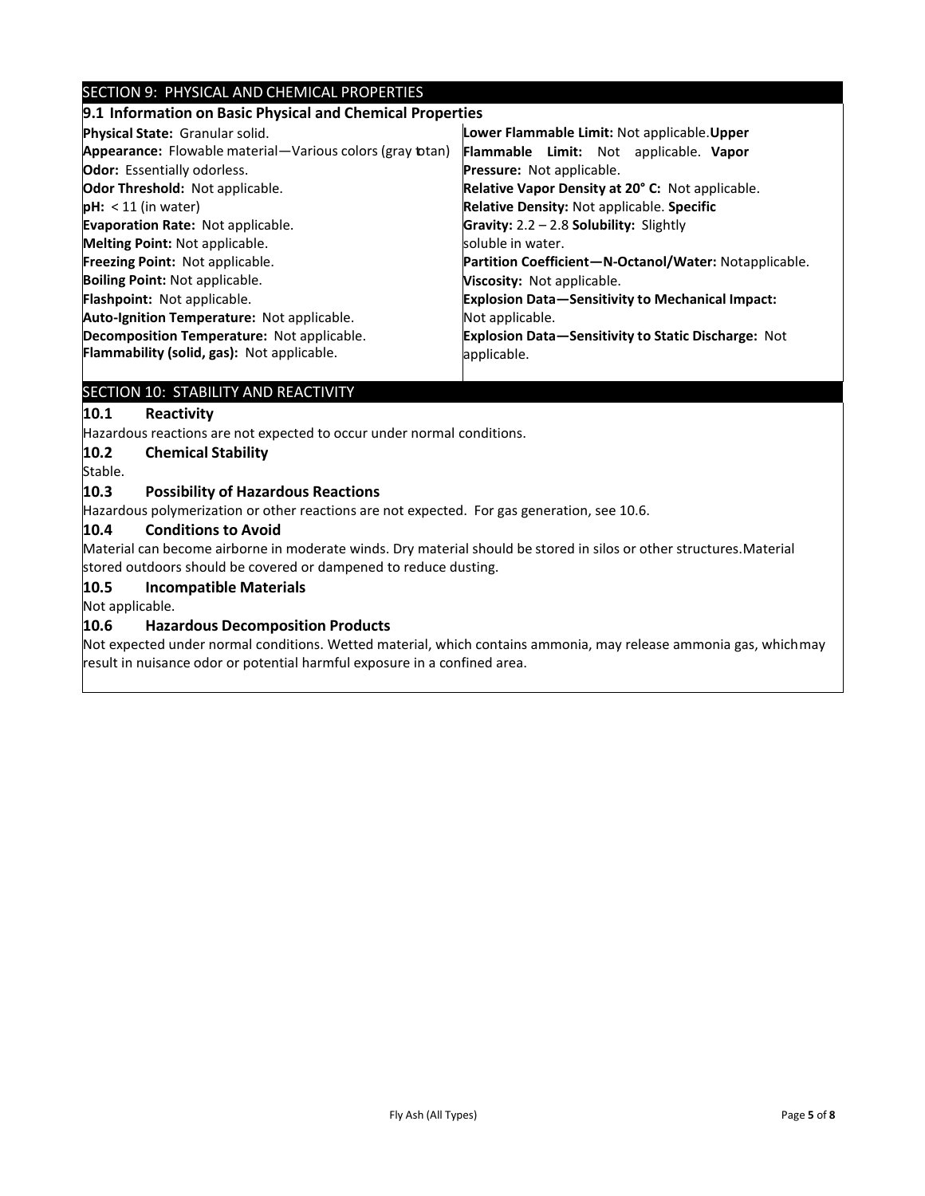## SECTION 9: PHYSICAL AND CHEMICAL PROPERTIES

### 9.1 Information on Basic Physical and Chemical Properties

**Physical State:** Granular solid.
**Appearance:** Flowable material—Various colors (gray to tan)
**Odor:** Essentially odorless.
**Odor Threshold:** Not applicable.
**pH:** < 11 (in water)
**Evaporation Rate:** Not applicable.
**Melting Point:** Not applicable.
**Freezing Point:** Not applicable.
**Boiling Point:** Not applicable.
**Flashpoint:** Not applicable.
**Auto-Ignition Temperature:** Not applicable.
**Decomposition Temperature:** Not applicable.
**Flammability (solid, gas):** Not applicable.
**Lower Flammable Limit:** Not applicable.
**Upper Flammable Limit:** Not applicable.
**Vapor Pressure:** Not applicable.
**Relative Vapor Density at 20° C:** Not applicable.
**Relative Density:** Not applicable.
**Specific Gravity:** 2.2 – 2.8
**Solubility:** Slightly soluble in water.
**Partition Coefficient—N-Octanol/Water:** Not applicable.
**Viscosity:** Not applicable.
**Explosion Data—Sensitivity to Mechanical Impact:** Not applicable.
**Explosion Data—Sensitivity to Static Discharge:** Not applicable.

## SECTION 10: STABILITY AND REACTIVITY

### 10.1 Reactivity

Hazardous reactions are not expected to occur under normal conditions.

### 10.2 Chemical Stability

Stable.

### 10.3 Possibility of Hazardous Reactions

Hazardous polymerization or other reactions are not expected. For gas generation, see 10.6.

### 10.4 Conditions to Avoid

Material can become airborne in moderate winds. Dry material should be stored in silos or other structures. Material stored outdoors should be covered or dampened to reduce dusting.

### 10.5 Incompatible Materials

Not applicable.

### 10.6 Hazardous Decomposition Products

Not expected under normal conditions. Wetted material, which contains ammonia, may release ammonia gas, which may result in nuisance odor or potential harmful exposure in a confined area.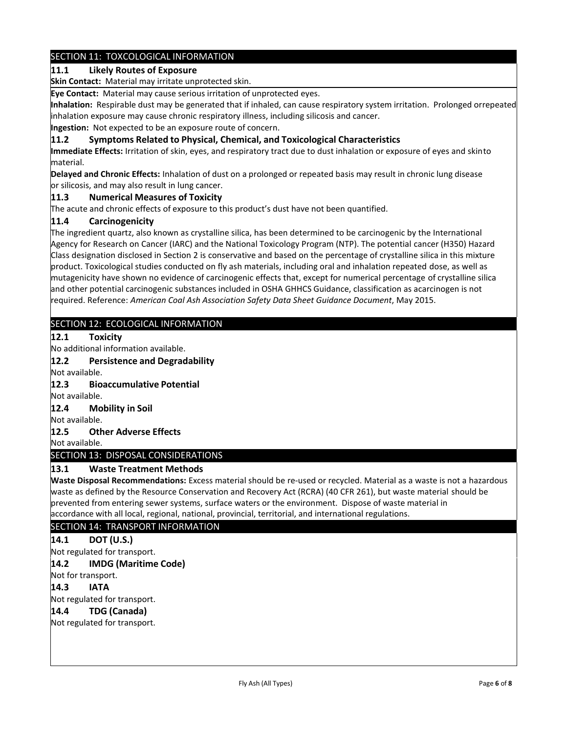## SECTION 11: TOXCOLOGICAL INFORMATION

### 11.1 Likely Routes of Exposure

**Skin Contact:** Material may irritate unprotected skin.

**Eye Contact:** Material may cause serious irritation of unprotected eyes.

**Inhalation:** Respirable dust may be generated that if inhaled, can cause respiratory system irritation. Prolonged orrepeated inhalation exposure may cause chronic respiratory illness, including silicosis and cancer.

**Ingestion:** Not expected to be an exposure route of concern.

### 11.2 Symptoms Related to Physical, Chemical, and Toxicological Characteristics

**Immediate Effects:** Irritation of skin, eyes, and respiratory tract due to dust inhalation or exposure of eyes and skinto material.

**Delayed and Chronic Effects:** Inhalation of dust on a prolonged or repeated basis may result in chronic lung disease or silicosis, and may also result in lung cancer.

### 11.3 Numerical Measures of Toxicity

The acute and chronic effects of exposure to this product's dust have not been quantified.

### 11.4 Carcinogenicity

The ingredient quartz, also known as crystalline silica, has been determined to be carcinogenic by the International Agency for Research on Cancer (IARC) and the National Toxicology Program (NTP). The potential cancer (H350) Hazard Class designation disclosed in Section 2 is conservative and based on the percentage of crystalline silica in this mixture product. Toxicological studies conducted on fly ash materials, including oral and inhalation repeated dose, as well as mutagenicity have shown no evidence of carcinogenic effects that, except for numerical percentage of crystalline silica and other potential carcinogenic substances included in OSHA GHHCS Guidance, classification as acarcinogen is not required. Reference: *American Coal Ash Association Safety Data Sheet Guidance Document*, May 2015.

## SECTION 12: ECOLOGICAL INFORMATION

### 12.1 Toxicity

No additional information available.

### 12.2 Persistence and Degradability

Not available.

### 12.3 Bioaccumulative Potential

Not available.

### 12.4 Mobility in Soil

Not available.

### 12.5 Other Adverse Effects

Not available.

## SECTION 13: DISPOSAL CONSIDERATIONS

### 13.1 Waste Treatment Methods

**Waste Disposal Recommendations:** Excess material should be re-used or recycled. Material as a waste is not a hazardous waste as defined by the Resource Conservation and Recovery Act (RCRA) (40 CFR 261), but waste material should be prevented from entering sewer systems, surface waters or the environment. Dispose of waste material in accordance with all local, regional, national, provincial, territorial, and international regulations.

## SECTION 14: TRANSPORT INFORMATION

### 14.1 DOT (U.S.)

Not regulated for transport.

### 14.2 IMDG (Maritime Code)

Not for transport.

### 14.3 IATA

Not regulated for transport.

### 14.4 TDG (Canada)

Not regulated for transport.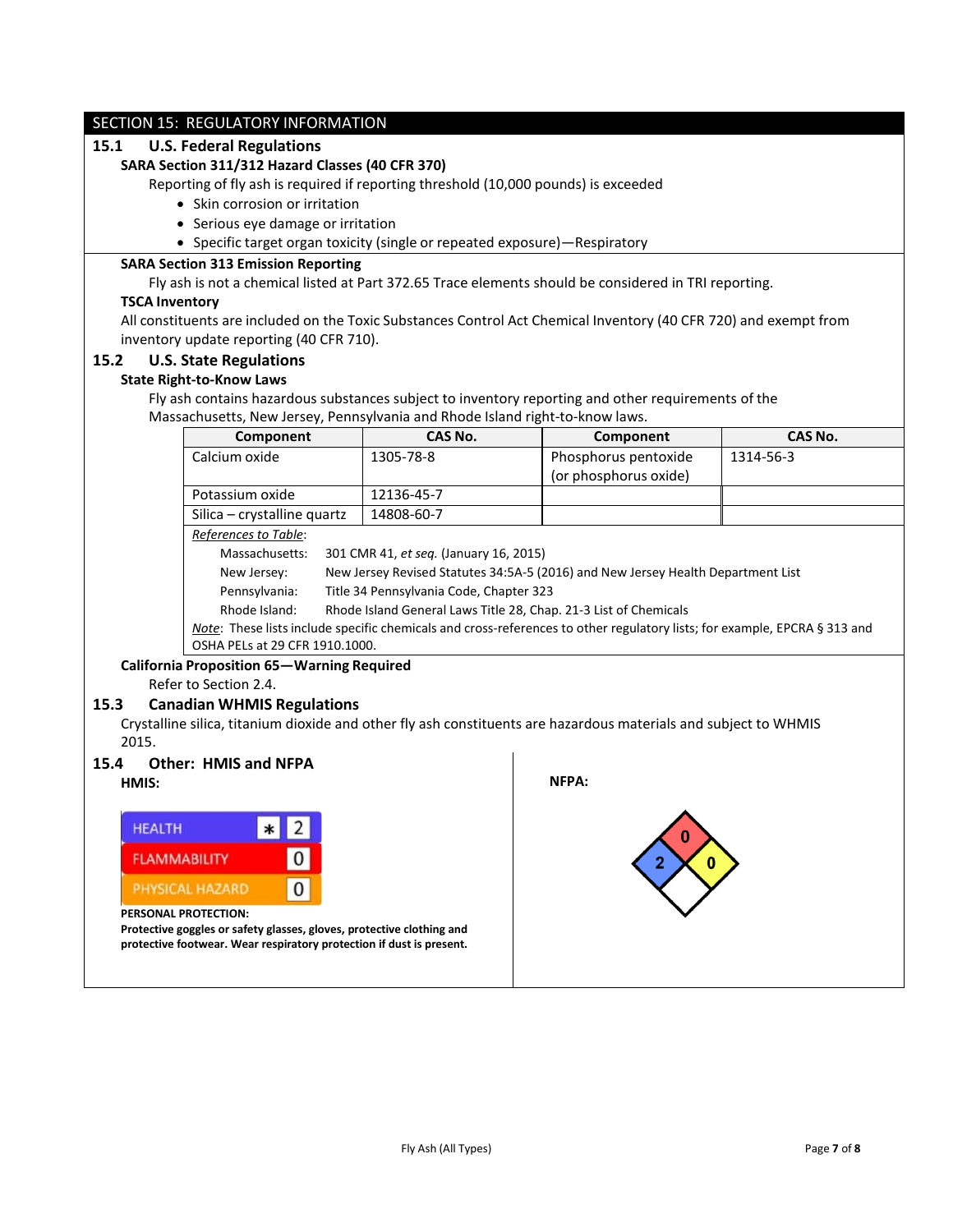## SECTION 15: REGULATORY INFORMATION

### 15.1 U.S. Federal Regulations

**SARA Section 311/312 Hazard Classes (40 CFR 370)**

Reporting of fly ash is required if reporting threshold (10,000 pounds) is exceeded

- Skin corrosion or irritation
- Serious eye damage or irritation
- Specific target organ toxicity (single or repeated exposure)—Respiratory

**SARA Section 313 Emission Reporting**

Fly ash is not a chemical listed at Part 372.65 Trace elements should be considered in TRI reporting.

**TSCA Inventory**

All constituents are included on the Toxic Substances Control Act Chemical Inventory (40 CFR 720) and exempt from inventory update reporting (40 CFR 710).

### 15.2 U.S. State Regulations

**State Right-to-Know Laws**

Fly ash contains hazardous substances subject to inventory reporting and other requirements of the Massachusetts, New Jersey, Pennsylvania and Rhode Island right-to-know laws.

| Component | CAS No. | Component | CAS No. |
|---|---|---|---|
| Calcium oxide | 1305-78-8 | Phosphorus pentoxide (or phosphorus oxide) | 1314-56-3 |
| Potassium oxide | 12136-45-7 | | |
| Silica – crystalline quartz | 14808-60-7 | | |

*References to Table*:

- Massachusetts: 301 CMR 41, *et seq.* (January 16, 2015)
- New Jersey: New Jersey Revised Statutes 34:5A-5 (2016) and New Jersey Health Department List
- Pennsylvania: Title 34 Pennsylvania Code, Chapter 323
- Rhode Island: Rhode Island General Laws Title 28, Chap. 21-3 List of Chemicals

*Note*: These lists include specific chemicals and cross-references to other regulatory lists; for example, EPCRA § 313 and OSHA PELs at 29 CFR 1910.1000.

**California Proposition 65—Warning Required**

Refer to Section 2.4.

### 15.3 Canadian WHMIS Regulations

Crystalline silica, titanium dioxide and other fly ash constituents are hazardous materials and subject to WHMIS 2015.

### 15.4 Other: HMIS and NFPA

**HMIS:**

| | | |
|---|---|---|
| HEALTH | * | 2 |
| FLAMMABILITY | | 0 |
| PHYSICAL HAZARD | | 0 |

**PERSONAL PROTECTION:**
**Protective goggles or safety glasses, gloves, protective clothing and protective footwear. Wear respiratory protection if dust is present.**

**NFPA:**

0
2
0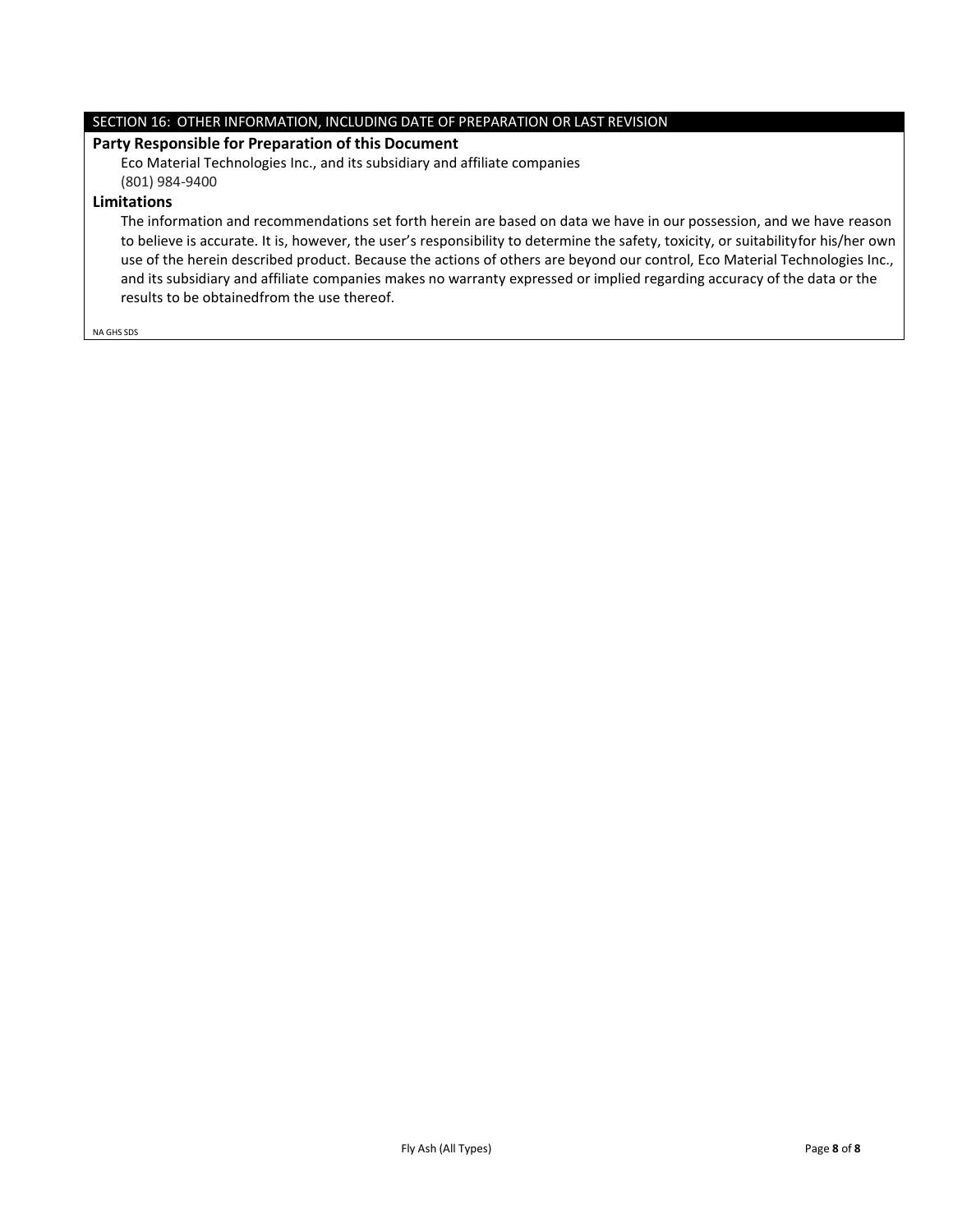## SECTION 16: OTHER INFORMATION, INCLUDING DATE OF PREPARATION OR LAST REVISION

### Party Responsible for Preparation of this Document

Eco Material Technologies Inc., and its subsidiary and affiliate companies
(801) 984-9400

### Limitations

The information and recommendations set forth herein are based on data we have in our possession, and we have reason to believe is accurate. It is, however, the user's responsibility to determine the safety, toxicity, or suitabilityfor his/her own use of the herein described product. Because the actions of others are beyond our control, Eco Material Technologies Inc., and its subsidiary and affiliate companies makes no warranty expressed or implied regarding accuracy of the data or the results to be obtainedfrom the use thereof.

NA GHS SDS